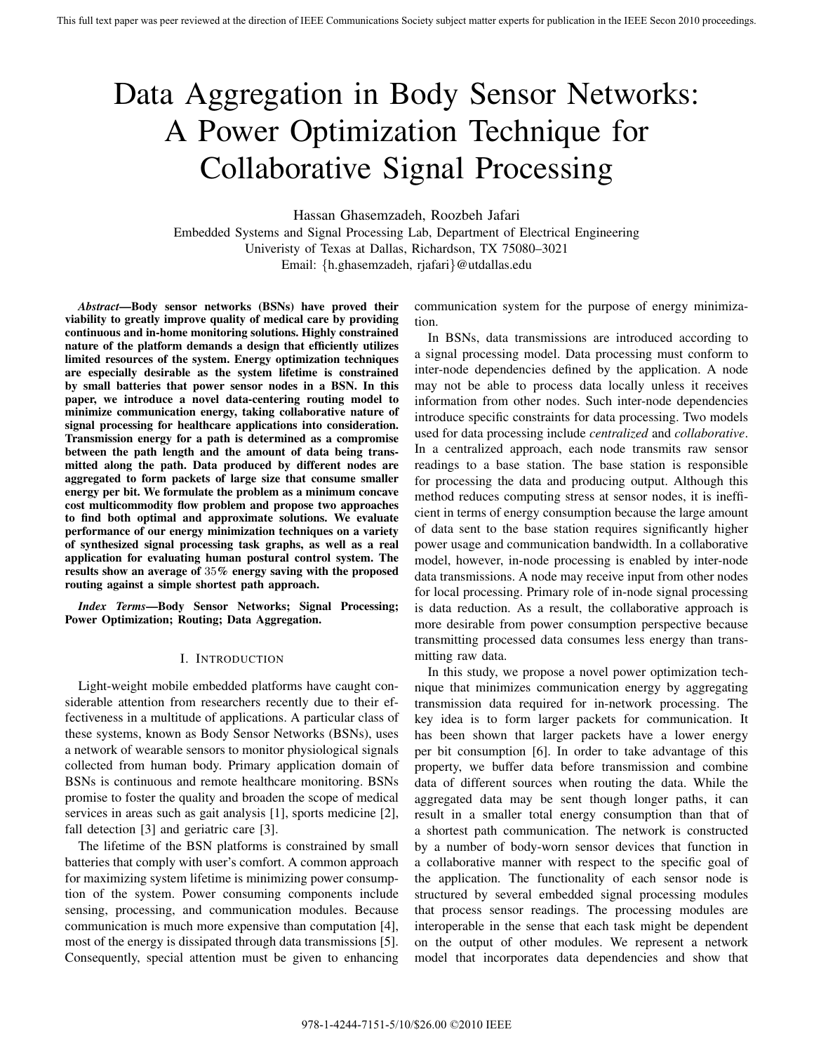# Data Aggregation in Body Sensor Networks: A Power Optimization Technique for Collaborative Signal Processing

Hassan Ghasemzadeh, Roozbeh Jafari
Embedded Systems and Signal Processing Lab, Department of Electrical Engineering
Univeristy of Texas at Dallas, Richardson, TX 75080–3021
Email: {h.ghasemzadeh, rjafari}@utdallas.edu

***Abstract*—Body sensor networks (BSNs) have proved their viability to greatly improve quality of medical care by providing continuous and in-home monitoring solutions. Highly constrained nature of the platform demands a design that efficiently utilizes limited resources of the system. Energy optimization techniques are especially desirable as the system lifetime is constrained by small batteries that power sensor nodes in a BSN. In this paper, we introduce a novel data-centering routing model to minimize communication energy, taking collaborative nature of signal processing for healthcare applications into consideration. Transmission energy for a path is determined as a compromise between the path length and the amount of data being transmitted along the path. Data produced by different nodes are aggregated to form packets of large size that consume smaller energy per bit. We formulate the problem as a minimum concave cost multicommodity flow problem and propose two approaches to find both optimal and approximate solutions. We evaluate performance of our energy minimization techniques on a variety of synthesized signal processing task graphs, as well as a real application for evaluating human postural control system. The results show an average of $35\%$ energy saving with the proposed routing against a simple shortest path approach.**

***Index Terms*—Body Sensor Networks; Signal Processing; Power Optimization; Routing; Data Aggregation.**

## I. Introduction

Light-weight mobile embedded platforms have caught considerable attention from researchers recently due to their effectiveness in a multitude of applications. A particular class of these systems, known as Body Sensor Networks (BSNs), uses a network of wearable sensors to monitor physiological signals collected from human body. Primary application domain of BSNs is continuous and remote healthcare monitoring. BSNs promise to foster the quality and broaden the scope of medical services in areas such as gait analysis [1], sports medicine [2], fall detection [3] and geriatric care [3].

The lifetime of the BSN platforms is constrained by small batteries that comply with user's comfort. A common approach for maximizing system lifetime is minimizing power consumption of the system. Power consuming components include sensing, processing, and communication modules. Because communication is much more expensive than computation [4], most of the energy is dissipated through data transmissions [5]. Consequently, special attention must be given to enhancing communication system for the purpose of energy minimization.

In BSNs, data transmissions are introduced according to a signal processing model. Data processing must conform to inter-node dependencies defined by the application. A node may not be able to process data locally unless it receives information from other nodes. Such inter-node dependencies introduce specific constraints for data processing. Two models used for data processing include *centralized* and *collaborative*. In a centralized approach, each node transmits raw sensor readings to a base station. The base station is responsible for processing the data and producing output. Although this method reduces computing stress at sensor nodes, it is inefficient in terms of energy consumption because the large amount of data sent to the base station requires significantly higher power usage and communication bandwidth. In a collaborative model, however, in-node processing is enabled by inter-node data transmissions. A node may receive input from other nodes for local processing. Primary role of in-node signal processing is data reduction. As a result, the collaborative approach is more desirable from power consumption perspective because transmitting processed data consumes less energy than transmitting raw data.

In this study, we propose a novel power optimization technique that minimizes communication energy by aggregating transmission data required for in-network processing. The key idea is to form larger packets for communication. It has been shown that larger packets have a lower energy per bit consumption [6]. In order to take advantage of this property, we buffer data before transmission and combine data of different sources when routing the data. While the aggregated data may be sent though longer paths, it can result in a smaller total energy consumption than that of a shortest path communication. The network is constructed by a number of body-worn sensor devices that function in a collaborative manner with respect to the specific goal of the application. The functionality of each sensor node is structured by several embedded signal processing modules that process sensor readings. The processing modules are interoperable in the sense that each task might be dependent on the output of other modules. We represent a network model that incorporates data dependencies and show that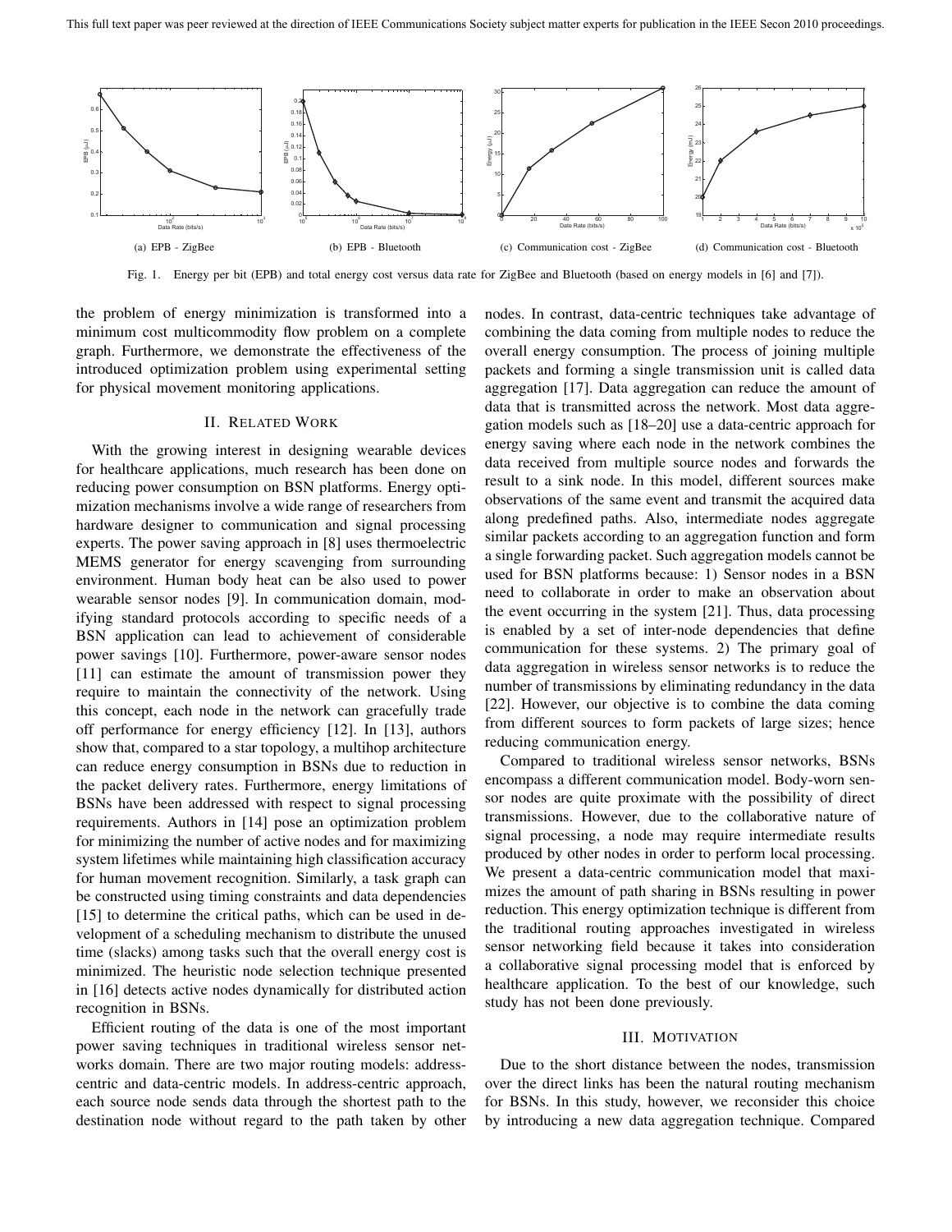(a) EPB - ZigBee

(b) EPB - Bluetooth

(c) Communication cost - ZigBee

(d) Communication cost - Bluetooth

Fig. 1. Energy per bit (EPB) and total energy cost versus data rate for ZigBee and Bluetooth (based on energy models in [6] and [7]).

the problem of energy minimization is transformed into a minimum cost multicommodity flow problem on a complete graph. Furthermore, we demonstrate the effectiveness of the introduced optimization problem using experimental setting for physical movement monitoring applications.

## II. Related Work

With the growing interest in designing wearable devices for healthcare applications, much research has been done on reducing power consumption on BSN platforms. Energy optimization mechanisms involve a wide range of researchers from hardware designer to communication and signal processing experts. The power saving approach in [8] uses thermoelectric MEMS generator for energy scavenging from surrounding environment. Human body heat can be also used to power wearable sensor nodes [9]. In communication domain, modifying standard protocols according to specific needs of a BSN application can lead to achievement of considerable power savings [10]. Furthermore, power-aware sensor nodes [11] can estimate the amount of transmission power they require to maintain the connectivity of the network. Using this concept, each node in the network can gracefully trade off performance for energy efficiency [12]. In [13], authors show that, compared to a star topology, a multihop architecture can reduce energy consumption in BSNs due to reduction in the packet delivery rates. Furthermore, energy limitations of BSNs have been addressed with respect to signal processing requirements. Authors in [14] pose an optimization problem for minimizing the number of active nodes and for maximizing system lifetimes while maintaining high classification accuracy for human movement recognition. Similarly, a task graph can be constructed using timing constraints and data dependencies [15] to determine the critical paths, which can be used in development of a scheduling mechanism to distribute the unused time (slacks) among tasks such that the overall energy cost is minimized. The heuristic node selection technique presented in [16] detects active nodes dynamically for distributed action recognition in BSNs.

Efficient routing of the data is one of the most important power saving techniques in traditional wireless sensor networks domain. There are two major routing models: address-centric and data-centric models. In address-centric approach, each source node sends data through the shortest path to the destination node without regard to the path taken by other nodes. In contrast, data-centric techniques take advantage of combining the data coming from multiple nodes to reduce the overall energy consumption. The process of joining multiple packets and forming a single transmission unit is called data aggregation [17]. Data aggregation can reduce the amount of data that is transmitted across the network. Most data aggregation models such as [18–20] use a data-centric approach for energy saving where each node in the network combines the data received from multiple source nodes and forwards the result to a sink node. In this model, different sources make observations of the same event and transmit the acquired data along predefined paths. Also, intermediate nodes aggregate similar packets according to an aggregation function and form a single forwarding packet. Such aggregation models cannot be used for BSN platforms because: 1) Sensor nodes in a BSN need to collaborate in order to make an observation about the event occurring in the system [21]. Thus, data processing is enabled by a set of inter-node dependencies that define communication for these systems. 2) The primary goal of data aggregation in wireless sensor networks is to reduce the number of transmissions by eliminating redundancy in the data [22]. However, our objective is to combine the data coming from different sources to form packets of large sizes; hence reducing communication energy.

Compared to traditional wireless sensor networks, BSNs encompass a different communication model. Body-worn sensor nodes are quite proximate with the possibility of direct transmissions. However, due to the collaborative nature of signal processing, a node may require intermediate results produced by other nodes in order to perform local processing. We present a data-centric communication model that maximizes the amount of path sharing in BSNs resulting in power reduction. This energy optimization technique is different from the traditional routing approaches investigated in wireless sensor networking field because it takes into consideration a collaborative signal processing model that is enforced by healthcare application. To the best of our knowledge, such study has not been done previously.

## III. Motivation

Due to the short distance between the nodes, transmission over the direct links has been the natural routing mechanism for BSNs. In this study, however, we reconsider this choice by introducing a new data aggregation technique. Compared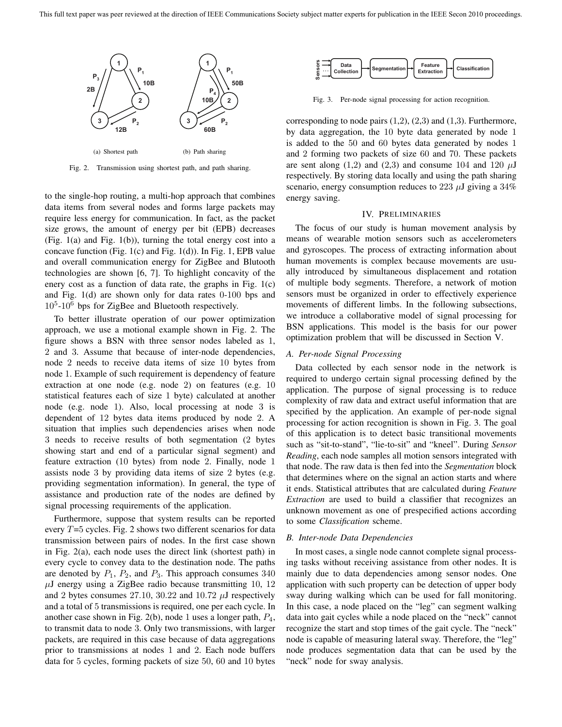(a) Shortest path

(b) Path sharing

Fig. 2. Transmission using shortest path, and path sharing.

to the single-hop routing, a multi-hop approach that combines data items from several nodes and forms large packets may require less energy for communication. In fact, as the packet size grows, the amount of energy per bit (EPB) decreases (Fig. 1(a) and Fig. 1(b)), turning the total energy cost into a concave function (Fig. 1(c) and Fig. 1(d)). In Fig. 1, EPB value and overall communication energy for ZigBee and Blutooth technologies are shown [6, 7]. To highlight concavity of the enery cost as a function of data rate, the graphs in Fig. 1(c) and Fig. 1(d) are shown only for data rates 0-100 bps and $10^5$-$10^6$ bps for ZigBee and Bluetooth respectively.

To better illustrate operation of our power optimization approach, we use a motional example shown in Fig. 2. The figure shows a BSN with three sensor nodes labeled as 1, 2 and 3. Assume that because of inter-node dependencies, node 2 needs to receive data items of size 10 bytes from node 1. Example of such requirement is dependency of feature extraction at one node (e.g. node 2) on features (e.g. 10 statistical features each of size 1 byte) calculated at another node (e.g. node 1). Also, local processing at node 3 is dependent of 12 bytes data items produced by node 2. A situation that implies such dependencies arises when node 3 needs to receive results of both segmentation (2 bytes showing start and end of a particular signal segment) and feature extraction (10 bytes) from node 2. Finally, node 1 assists node 3 by providing data items of size 2 bytes (e.g. providing segmentation information). In general, the type of assistance and production rate of the nodes are defined by signal processing requirements of the application.

Furthermore, suppose that system results can be reported every $T$=5 cycles. Fig. 2 shows two different scenarios for data transmission between pairs of nodes. In the first case shown in Fig. 2(a), each node uses the direct link (shortest path) in every cycle to convey data to the destination node. The paths are denoted by $P_1$, $P_2$, and $P_3$. This approach consumes 340 $\mu$J energy using a ZigBee radio because transmitting 10, 12 and 2 bytes consumes 27.10, 30.22 and 10.72 $\mu$J respectively and a total of 5 transmissions is required, one per each cycle. In another case shown in Fig. 2(b), node 1 uses a longer path, $P_4$, to transmit data to node 3. Only two transmissions, with larger packets, are required in this case because of data aggregations prior to transmissions at nodes 1 and 2. Each node buffers data for 5 cycles, forming packets of size 50, 60 and 10 bytes corresponding to node pairs (1,2), (2,3) and (1,3). Furthermore, by data aggregation, the 10 byte data generated by node 1 is added to the 50 and 60 bytes data generated by nodes 1 and 2 forming two packets of size 60 and 70. These packets are sent along (1,2) and (2,3) and consume 104 and 120 $\mu$J respectively. By storing data locally and using the path sharing scenario, energy consumption reduces to 223 $\mu$J giving a 34% energy saving.

Fig. 3. Per-node signal processing for action recognition.

## IV. Preliminaries

The focus of our study is human movement analysis by means of wearable motion sensors such as accelerometers and gyroscopes. The process of extracting information about human movements is complex because movements are usually introduced by simultaneous displacement and rotation of multiple body segments. Therefore, a network of motion sensors must be organized in order to effectively experience movements of different limbs. In the following subsections, we introduce a collaborative model of signal processing for BSN applications. This model is the basis for our power optimization problem that will be discussed in Section V.

### A. Per-node Signal Processing

Data collected by each sensor node in the network is required to undergo certain signal processing defined by the application. The purpose of signal processing is to reduce complexity of raw data and extract useful information that are specified by the application. An example of per-node signal processing for action recognition is shown in Fig. 3. The goal of this application is to detect basic transitional movements such as "sit-to-stand", "lie-to-sit" and "kneel". During *Sensor Reading*, each node samples all motion sensors integrated with that node. The raw data is then fed into the *Segmentation* block that determines where on the signal an action starts and where it ends. Statistical attributes that are calculated during *Feature Extraction* are used to build a classifier that recognizes an unknown movement as one of prespecified actions according to some *Classification* scheme.

### B. Inter-node Data Dependencies

In most cases, a single node cannot complete signal processing tasks without receiving assistance from other nodes. It is mainly due to data dependencies among sensor nodes. One application with such property can be detection of upper body sway during walking which can be used for fall monitoring. In this case, a node placed on the "leg" can segment walking data into gait cycles while a node placed on the "neck" cannot recognize the start and stop times of the gait cycle. The "neck" node is capable of measuring lateral sway. Therefore, the "leg" node produces segmentation data that can be used by the "neck" node for sway analysis.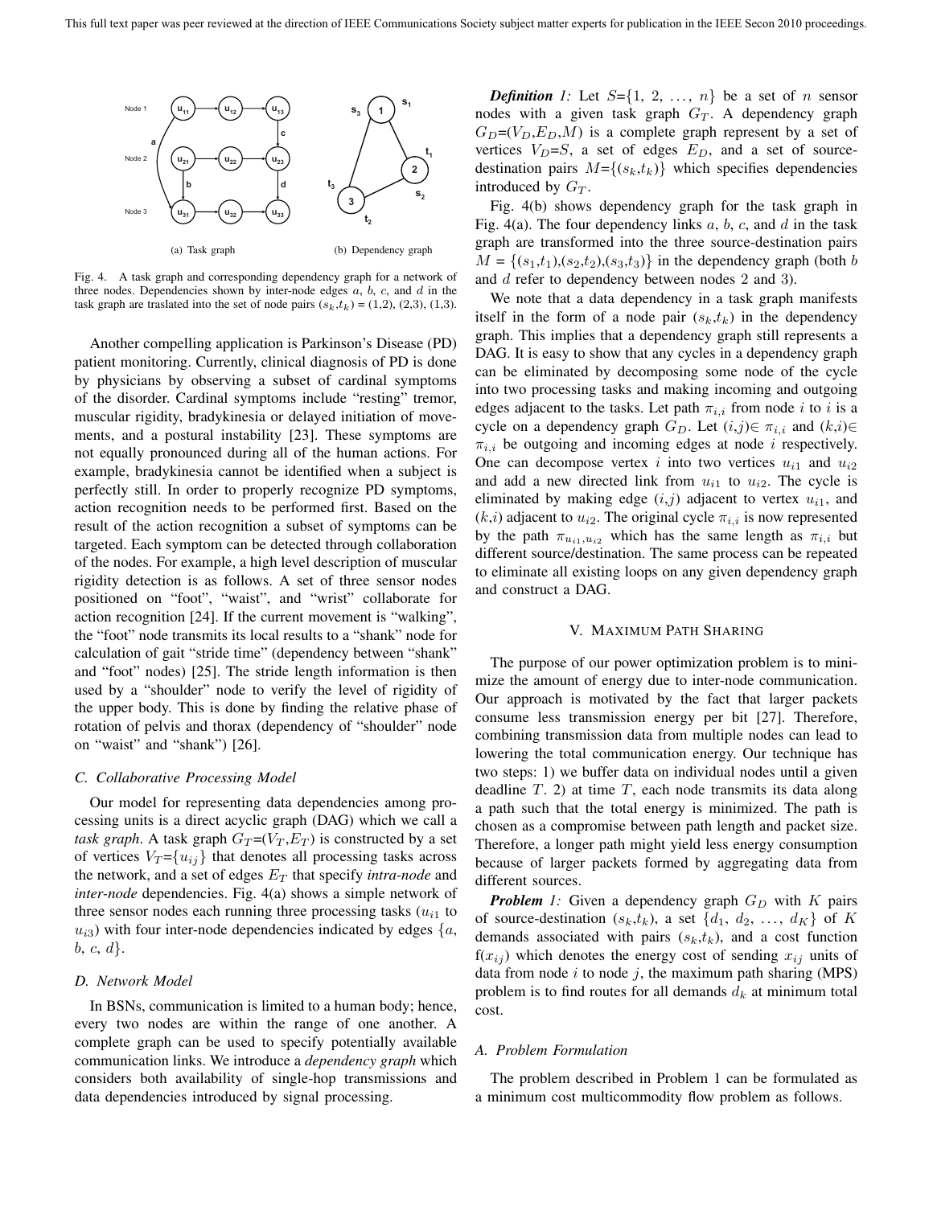(a) Task graph

(b) Dependency graph

Fig. 4. A task graph and corresponding dependency graph for a network of three nodes. Dependencies shown by inter-node edges $a$, $b$, $c$, and $d$ in the task graph are traslated into the set of node pairs ($s_k$,$t_k$) = (1,2), (2,3), (1,3).

Another compelling application is Parkinson's Disease (PD) patient monitoring. Currently, clinical diagnosis of PD is done by physicians by observing a subset of cardinal symptoms of the disorder. Cardinal symptoms include "resting" tremor, muscular rigidity, bradykinesia or delayed initiation of movements, and a postural instability [23]. These symptoms are not equally pronounced during all of the human actions. For example, bradykinesia cannot be identified when a subject is perfectly still. In order to properly recognize PD symptoms, action recognition needs to be performed first. Based on the result of the action recognition a subset of symptoms can be targeted. Each symptom can be detected through collaboration of the nodes. For example, a high level description of muscular rigidity detection is as follows. A set of three sensor nodes positioned on "foot", "waist", and "wrist" collaborate for action recognition [24]. If the current movement is "walking", the "foot" node transmits its local results to a "shank" node for calculation of gait "stride time" (dependency between "shank" and "foot" nodes) [25]. The stride length information is then used by a "shoulder" node to verify the level of rigidity of the upper body. This is done by finding the relative phase of rotation of pelvis and thorax (dependency of "shoulder" node on "waist" and "shank") [26].

### C. Collaborative Processing Model

Our model for representing data dependencies among processing units is a direct acyclic graph (DAG) which we call a *task graph*. A task graph $G_T$=($V_T$,$E_T$) is constructed by a set of vertices $V_T$={$u_{ij}$} that denotes all processing tasks across the network, and a set of edges $E_T$ that specify *intra-node* and *inter-node* dependencies. Fig. 4(a) shows a simple network of three sensor nodes each running three processing tasks ($u_{i1}$ to $u_{i3}$) with four inter-node dependencies indicated by edges {$a$, $b$, $c$, $d$}.

### D. Network Model

In BSNs, communication is limited to a human body; hence, every two nodes are within the range of one another. A complete graph can be used to specify potentially available communication links. We introduce a *dependency graph* which considers both availability of single-hop transmissions and data dependencies introduced by signal processing.

***Definition** 1:* Let $S$={1, 2, ..., $n$} be a set of $n$ sensor nodes with a given task graph $G_T$. A dependency graph $G_D$=($V_D$,$E_D$,$M$) is a complete graph represent by a set of vertices $V_D$=$S$, a set of edges $E_D$, and a set of source-destination pairs $M$={($s_k$,$t_k$)} which specifies dependencies introduced by $G_T$.

Fig. 4(b) shows dependency graph for the task graph in Fig. 4(a). The four dependency links $a$, $b$, $c$, and $d$ in the task graph are transformed into the three source-destination pairs $M$ = {($s_1$,$t_1$),($s_2$,$t_2$),($s_3$,$t_3$)} in the dependency graph (both $b$ and $d$ refer to dependency between nodes 2 and 3).

We note that a data dependency in a task graph manifests itself in the form of a node pair ($s_k$,$t_k$) in the dependency graph. This implies that a dependency graph still represents a DAG. It is easy to show that any cycles in a dependency graph can be eliminated by decomposing some node of the cycle into two processing tasks and making incoming and outgoing edges adjacent to the tasks. Let path $\pi_{i,i}$ from node $i$ to $i$ is a cycle on a dependency graph $G_D$. Let ($i$,$j$)$\in$ $\pi_{i,i}$ and ($k$,$i$)$\in$ $\pi_{i,i}$ be outgoing and incoming edges at node $i$ respectively. One can decompose vertex $i$ into two vertices $u_{i1}$ and $u_{i2}$ and add a new directed link from $u_{i1}$ to $u_{i2}$. The cycle is eliminated by making edge ($i$,$j$) adjacent to vertex $u_{i1}$, and ($k$,$i$) adjacent to $u_{i2}$. The original cycle $\pi_{i,i}$ is now represented by the path $\pi_{u_{i1},u_{i2}}$ which has the same length as $\pi_{i,i}$ but different source/destination. The same process can be repeated to eliminate all existing loops on any given dependency graph and construct a DAG.

## V. Maximum Path Sharing

The purpose of our power optimization problem is to minimize the amount of energy due to inter-node communication. Our approach is motivated by the fact that larger packets consume less transmission energy per bit [27]. Therefore, combining transmission data from multiple nodes can lead to lowering the total communication energy. Our technique has two steps: 1) we buffer data on individual nodes until a given deadline $T$. 2) at time $T$, each node transmits its data along a path such that the total energy is minimized. The path is chosen as a compromise between path length and packet size. Therefore, a longer path might yield less energy consumption because of larger packets formed by aggregating data from different sources.

***Problem** 1:* Given a dependency graph $G_D$ with $K$ pairs of source-destination ($s_k$,$t_k$), a set {$d_1$, $d_2$, ..., $d_K$} of $K$ demands associated with pairs ($s_k$,$t_k$), and a cost function f($x_{ij}$) which denotes the energy cost of sending $x_{ij}$ units of data from node $i$ to node $j$, the maximum path sharing (MPS) problem is to find routes for all demands $d_k$ at minimum total cost.

### A. Problem Formulation

The problem described in Problem 1 can be formulated as a minimum cost multicommodity flow problem as follows.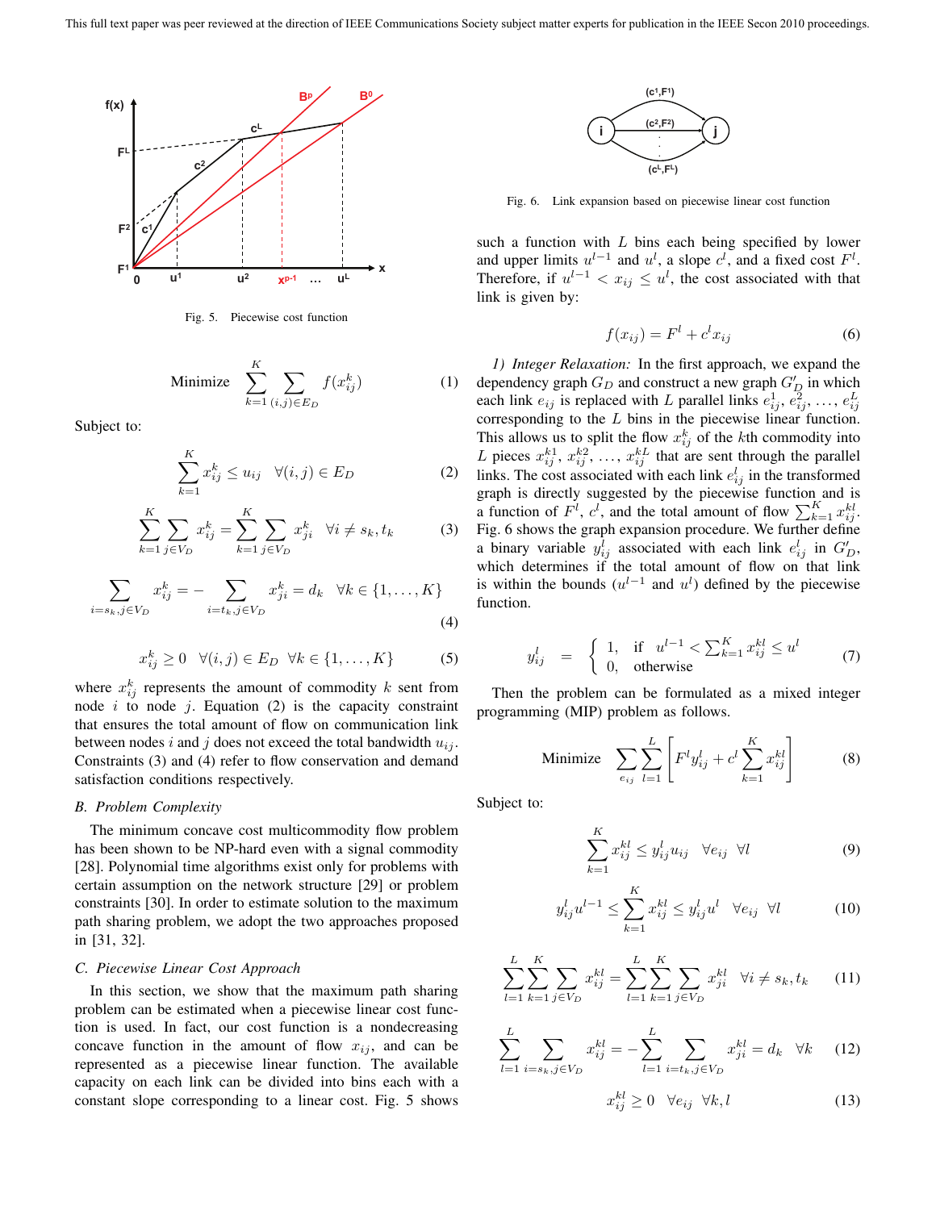Fig. 5. Piecewise cost function

$$\text{Minimize} \quad \sum_{k=1}^{K} \sum_{(i,j)\in E_D} f(x_{ij}^k) \tag{1}$$

Subject to:

$$\sum_{k=1}^{K} x_{ij}^k \le u_{ij} \quad \forall (i,j) \in E_D \tag{2}$$

$$\sum_{k=1}^{K} \sum_{j\in V_D} x_{ij}^k = \sum_{k=1}^{K} \sum_{j\in V_D} x_{ji}^k \quad \forall i \ne s_k, t_k \tag{3}$$

$$\sum_{i=s_k, j\in V_D} x_{ij}^k = - \sum_{i=t_k, j\in V_D} x_{ji}^k = d_k \quad \forall k \in \{1, \ldots, K\} \tag{4}$$

$$x_{ij}^k \ge 0 \quad \forall (i,j) \in E_D \ \ \forall k \in \{1, \ldots, K\} \tag{5}$$

where $x_{ij}^k$ represents the amount of commodity $k$ sent from node $i$ to node $j$. Equation (2) is the capacity constraint that ensures the total amount of flow on communication link between nodes $i$ and $j$ does not exceed the total bandwidth $u_{ij}$. Constraints (3) and (4) refer to flow conservation and demand satisfaction conditions respectively.

### B. Problem Complexity

The minimum concave cost multicommodity flow problem has been shown to be NP-hard even with a signal commodity [28]. Polynomial time algorithms exist only for problems with certain assumption on the network structure [29] or problem constraints [30]. In order to estimate solution to the maximum path sharing problem, we adopt the two approaches proposed in [31, 32].

### C. Piecewise Linear Cost Approach

In this section, we show that the maximum path sharing problem can be estimated when a piecewise linear cost function is used. In fact, our cost function is a nondecreasing concave function in the amount of flow $x_{ij}$, and can be represented as a piecewise linear function. The available capacity on each link can be divided into bins each with a constant slope corresponding to a linear cost. Fig. 5 shows such a function with $L$ bins each being specified by lower and upper limits $u^{l-1}$ and $u^l$, a slope $c^l$, and a fixed cost $F^l$. Therefore, if $u^{l-1} < x_{ij} \le u^l$, the cost associated with that link is given by:

Fig. 6. Link expansion based on piecewise linear cost function

$$f(x_{ij}) = F^l + c^l x_{ij} \tag{6}$$

*1) Integer Relaxation:* In the first approach, we expand the dependency graph $G_D$ and construct a new graph $G'_D$ in which each link $e_{ij}$ is replaced with $L$ parallel links $e_{ij}^1, e_{ij}^2, \ldots, e_{ij}^L$ corresponding to the $L$ bins in the piecewise linear function. This allows us to split the flow $x_{ij}^k$ of the $k$th commodity into $L$ pieces $x_{ij}^{k1}, x_{ij}^{k2}, \ldots, x_{ij}^{kL}$ that are sent through the parallel links. The cost associated with each link $e_{ij}^l$ in the transformed graph is directly suggested by the piecewise function and is a function of $F^l$, $c^l$, and the total amount of flow $\sum_{k=1}^{K} x_{ij}^{kl}$. Fig. 6 shows the graph expansion procedure. We further define a binary variable $y_{ij}^l$ associated with each link $e_{ij}^l$ in $G'_D$, which determines if the total amount of flow on that link is within the bounds ($u^{l-1}$ and $u^l$) defined by the piecewise function.

$$y_{ij}^l = \begin{cases} 1, & \text{if} \quad u^{l-1} < \sum_{k=1}^{K} x_{ij}^{kl} \le u^l \\ 0, & \text{otherwise} \end{cases} \tag{7}$$

Then the problem can be formulated as a mixed integer programming (MIP) problem as follows.

$$\text{Minimize} \quad \sum_{e_{ij}} \sum_{l=1}^{L} \left[ F^l y_{ij}^l + c^l \sum_{k=1}^{K} x_{ij}^{kl} \right] \tag{8}$$

Subject to:

$$\sum_{k=1}^{K} x_{ij}^{kl} \le y_{ij}^l u_{ij} \quad \forall e_{ij} \ \ \forall l \tag{9}$$

$$y_{ij}^l u^{l-1} \le \sum_{k=1}^{K} x_{ij}^{kl} \le y_{ij}^l u^l \quad \forall e_{ij} \ \ \forall l \tag{10}$$

$$\sum_{l=1}^{L} \sum_{k=1}^{K} \sum_{j\in V_D} x_{ij}^{kl} = \sum_{l=1}^{L} \sum_{k=1}^{K} \sum_{j\in V_D} x_{ji}^{kl} \quad \forall i \ne s_k, t_k \tag{11}$$

$$\sum_{l=1}^{L} \sum_{i=s_k, j\in V_D} x_{ij}^{kl} = - \sum_{l=1}^{L} \sum_{i=t_k, j\in V_D} x_{ji}^{kl} = d_k \quad \forall k \tag{12}$$

$$x_{ij}^{kl} \ge 0 \quad \forall e_{ij} \ \ \forall k, l \tag{13}$$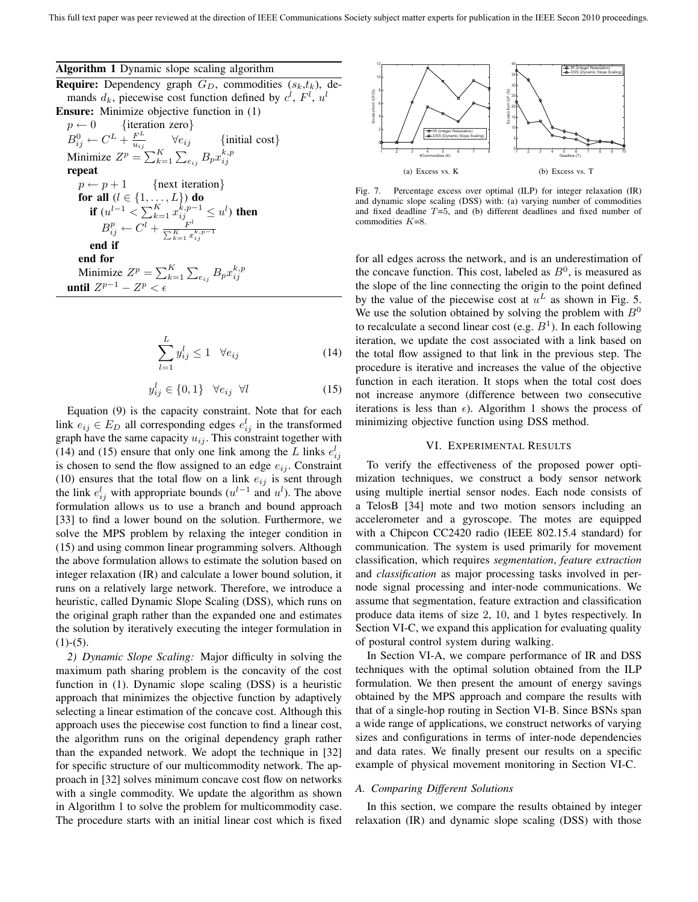**Algorithm 1** Dynamic slope scaling algorithm

**Require:** Dependency graph $G_D$, commodities ($s_k$,$t_k$), demands $d_k$, piecewise cost function defined by $c^l$, $F^l$, $u^l$

**Ensure:** Minimize objective function in (1)

$p \leftarrow 0$ {iteration zero}

$B_{ij}^0 \leftarrow C^L + \frac{F^L}{u_{ij}} \quad \forall e_{ij}$ {initial cost}

Minimize $Z^p = \sum_{k=1}^{K} \sum_{e_{ij}} B_p x_{ij}^{k,p}$

**repeat**

  $p \leftarrow p + 1$ {next iteration}

  **for all** ($l \in \{1, \ldots, L\}$) **do**

    **if** ($u^{l-1} < \sum_{k=1}^{K} x_{ij}^{k,p-1} \leq u^l$) **then**

      $B_{ij}^p \leftarrow C^l + \frac{F^l}{\sum_{k=1}^{K} x_{ij}^{k,p-1}}$

    **end if**

  **end for**

  Minimize $Z^p = \sum_{k=1}^{K} \sum_{e_{ij}} B_p x_{ij}^{k,p}$

**until** $Z^{p-1} - Z^p < \epsilon$

$$\sum_{l=1}^{L} y_{ij}^l \leq 1 \quad \forall e_{ij} \tag{14}$$

$$y_{ij}^l \in \{0, 1\} \quad \forall e_{ij} \quad \forall l \tag{15}$$

Equation (9) is the capacity constraint. Note that for each link $e_{ij} \in E_D$ all corresponding edges $e_{ij}^l$ in the transformed graph have the same capacity $u_{ij}$. This constraint together with (14) and (15) ensure that only one link among the $L$ links $e_{ij}^l$ is chosen to send the flow assigned to an edge $e_{ij}$. Constraint (10) ensures that the total flow on a link $e_{ij}$ is sent through the link $e_{ij}^l$ with appropriate bounds ($u^{l-1}$ and $u^l$). The above formulation allows us to use a branch and bound approach [33] to find a lower bound on the solution. Furthermore, we solve the MPS problem by relaxing the integer condition in (15) and using common linear programming solvers. Although the above formulation allows us to estimate the solution based on integer relaxation (IR) and calculate a lower bound solution, it runs on a relatively large network. Therefore, we introduce a heuristic, called Dynamic Slope Scaling (DSS), which runs on the original graph rather than the expanded one and estimates the solution by iteratively executing the integer formulation in (1)-(5).

*2) Dynamic Slope Scaling:* Major difficulty in solving the maximum path sharing problem is the concavity of the cost function in (1). Dynamic slope scaling (DSS) is a heuristic approach that minimizes the objective function by adaptively selecting a linear estimation of the concave cost. Although this approach uses the piecewise cost function to find a linear cost, the algorithm runs on the original dependency graph rather than the expanded network. We adopt the technique in [32] for specific structure of our multicommodity network. The approach in [32] solves minimum concave cost flow on networks with a single commodity. We update the algorithm as shown in Algorithm 1 to solve the problem for multicommodity case. The procedure starts with an initial linear cost which is fixed for all edges across the network, and is an underestimation of the concave function. This cost, labeled as $B^0$, is measured as the slope of the line connecting the origin to the point defined by the value of the piecewise cost at $u^L$ as shown in Fig. 5. We use the solution obtained by solving the problem with $B^0$ to recalculate a second linear cost (e.g. $B^1$). In each following iteration, we update the cost associated with a link based on the total flow assigned to that link in the previous step. The procedure is iterative and increases the value of the objective function in each iteration. It stops when the total cost does not increase anymore (difference between two consecutive iterations is less than $\epsilon$). Algorithm 1 shows the process of minimizing objective function using DSS method.

(a) Excess vs. K

(b) Excess vs. T

Fig. 7. Percentage excess over optimal (ILP) for integer relaxation (IR) and dynamic slope scaling (DSS) with: (a) varying number of commodities and fixed deadline $T$=5, and (b) different deadlines and fixed number of commodities $K$=8.

## VI. Experimental Results

To verify the effectiveness of the proposed power optimization techniques, we construct a body sensor network using multiple inertial sensor nodes. Each node consists of a TelosB [34] mote and two motion sensors including an accelerometer and a gyroscope. The motes are equipped with a Chipcon CC2420 radio (IEEE 802.15.4 standard) for communication. The system is used primarily for movement classification, which requires *segmentation*, *feature extraction* and *classification* as major processing tasks involved in per-node signal processing and inter-node communications. We assume that segmentation, feature extraction and classification produce data items of size 2, 10, and 1 bytes respectively. In Section VI-C, we expand this application for evaluating quality of postural control system during walking.

In Section VI-A, we compare performance of IR and DSS techniques with the optimal solution obtained from the ILP formulation. We then present the amount of energy savings obtained by the MPS approach and compare the results with that of a single-hop routing in Section VI-B. Since BSNs span a wide range of applications, we construct networks of varying sizes and configurations in terms of inter-node dependencies and data rates. We finally present our results on a specific example of physical movement monitoring in Section VI-C.

### A. Comparing Different Solutions

In this section, we compare the results obtained by integer relaxation (IR) and dynamic slope scaling (DSS) with those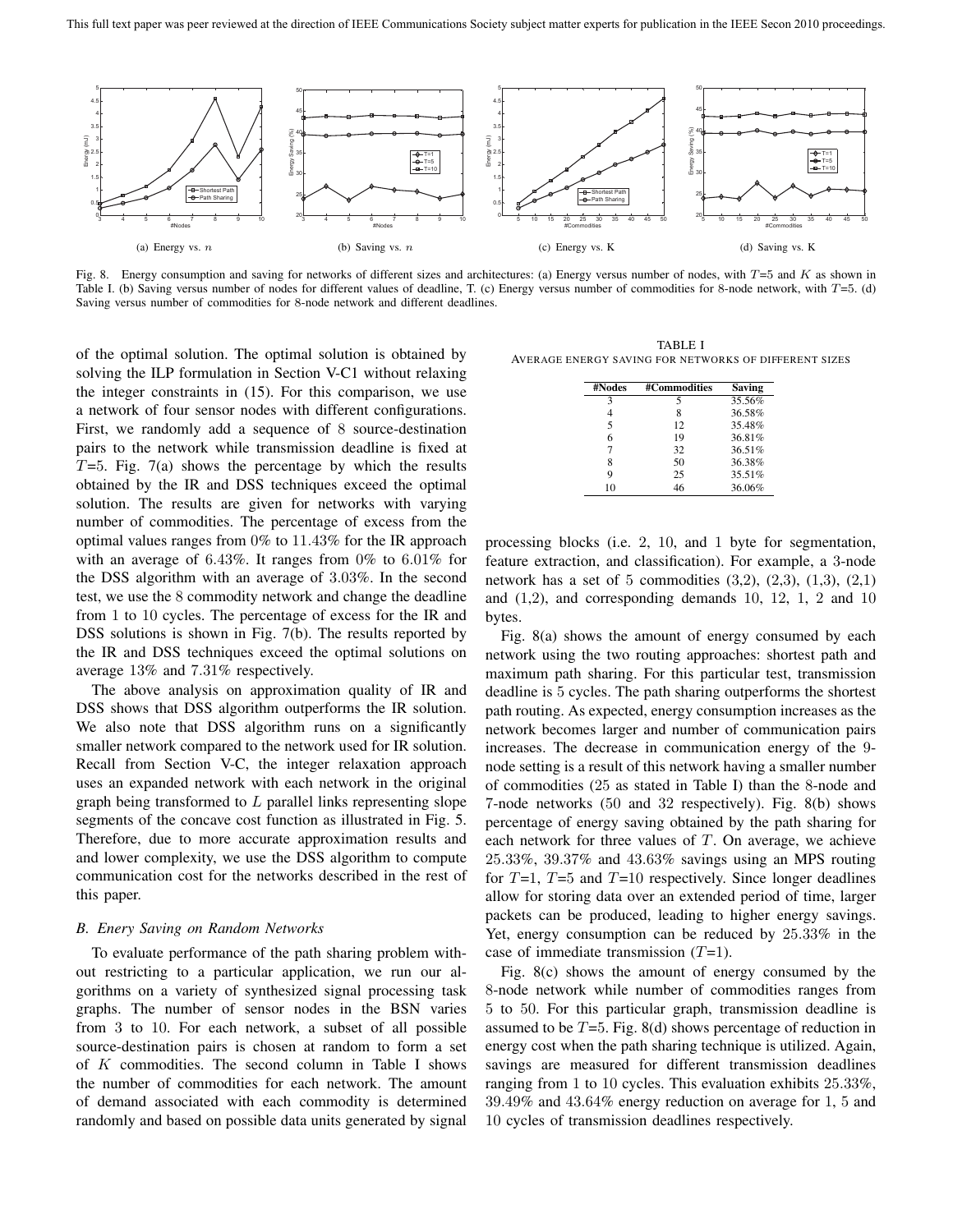(a) Energy vs. $n$

(b) Saving vs. $n$

(c) Energy vs. K

(d) Saving vs. K

Fig. 8. Energy consumption and saving for networks of different sizes and architectures: (a) Energy versus number of nodes, with $T$=5 and $K$ as shown in Table I. (b) Saving versus number of nodes for different values of deadline, T. (c) Energy versus number of commodities for 8-node network, with $T$=5. (d) Saving versus number of commodities for 8-node network and different deadlines.

of the optimal solution. The optimal solution is obtained by solving the ILP formulation in Section V-C1 without relaxing the integer constraints in (15). For this comparison, we use a network of four sensor nodes with different configurations. First, we randomly add a sequence of 8 source-destination pairs to the network while transmission deadline is fixed at $T$=5. Fig. 7(a) shows the percentage by which the results obtained by the IR and DSS techniques exceed the optimal solution. The results are given for networks with varying number of commodities. The percentage of excess from the optimal values ranges from 0% to 11.43% for the IR approach with an average of 6.43%. It ranges from 0% to 6.01% for the DSS algorithm with an average of 3.03%. In the second test, we use the 8 commodity network and change the deadline from 1 to 10 cycles. The percentage of excess for the IR and DSS solutions is shown in Fig. 7(b). The results reported by the IR and DSS techniques exceed the optimal solutions on average 13% and 7.31% respectively.

The above analysis on approximation quality of IR and DSS shows that DSS algorithm outperforms the IR solution. We also note that DSS algorithm runs on a significantly smaller network compared to the network used for IR solution. Recall from Section V-C, the integer relaxation approach uses an expanded network with each network in the original graph being transformed to $L$ parallel links representing slope segments of the concave cost function as illustrated in Fig. 5. Therefore, due to more accurate approximation results and lower complexity, we use the DSS algorithm to compute communication cost for the networks described in the rest of this paper.

### *B. Enery Saving on Random Networks*

To evaluate performance of the path sharing problem without restricting to a particular application, we run our algorithms on a variety of synthesized signal processing task graphs. The number of sensor nodes in the BSN varies from 3 to 10. For each network, a subset of all possible source-destination pairs is chosen at random to form a set of $K$ commodities. The second column in Table I shows the number of commodities for each network. The amount of demand associated with each commodity is determined randomly and based on possible data units generated by signal processing blocks (i.e. 2, 10, and 1 byte for segmentation, feature extraction, and classification). For example, a 3-node network has a set of 5 commodities (3,2), (2,3), (1,3), (2,1) and (1,2), and corresponding demands 10, 12, 1, 2 and 10 bytes.

TABLE I
AVERAGE ENERGY SAVING FOR NETWORKS OF DIFFERENT SIZES

| #Nodes | #Commodities | Saving |
|---|---|---|
| 3 | 5 | 35.56% |
| 4 | 8 | 36.58% |
| 5 | 12 | 35.48% |
| 6 | 19 | 36.81% |
| 7 | 32 | 36.51% |
| 8 | 50 | 36.38% |
| 9 | 25 | 35.51% |
| 10 | 46 | 36.06% |

Fig. 8(a) shows the amount of energy consumed by each network using the two routing approaches: shortest path and maximum path sharing. For this particular test, transmission deadline is 5 cycles. The path sharing outperforms the shortest path routing. As expected, energy consumption increases as the network becomes larger and number of communication pairs increases. The decrease in communication energy of the 9-node setting is a result of this network having a smaller number of commodities (25 as stated in Table I) than the 8-node and 7-node networks (50 and 32 respectively). Fig. 8(b) shows percentage of energy saving obtained by the path sharing for each network for three values of $T$. On average, we achieve 25.33%, 39.37% and 43.63% savings using an MPS routing for $T$=1, $T$=5 and $T$=10 respectively. Since longer deadlines allow for storing data over an extended period of time, larger packets can be produced, leading to higher energy savings. Yet, energy consumption can be reduced by 25.33% in the case of immediate transmission ($T$=1).

Fig. 8(c) shows the amount of energy consumed by the 8-node network while number of commodities ranges from 5 to 50. For this particular graph, transmission deadline is assumed to be $T$=5. Fig. 8(d) shows percentage of reduction in energy cost when the path sharing technique is utilized. Again, savings are measured for different transmission deadlines ranging from 1 to 10 cycles. This evaluation exhibits 25.33%, 39.49% and 43.64% energy reduction on average for 1, 5 and 10 cycles of transmission deadlines respectively.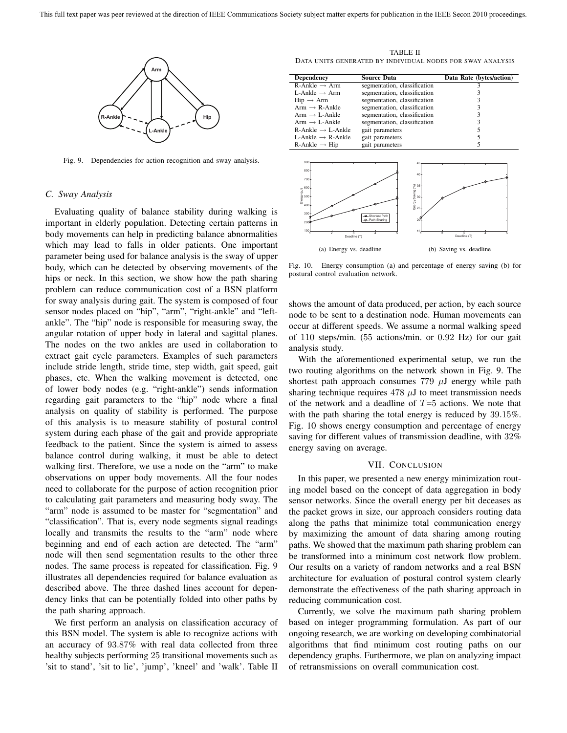Arm

R-Ankle

L-Ankle

Hip

Fig. 9. Dependencies for action recognition and sway analysis.

### C. Sway Analysis

Evaluating quality of balance stability during walking is important in elderly population. Detecting certain patterns in body movements can help in predicting balance abnormalities which may lead to falls in older patients. One important parameter being used for balance analysis is the sway of upper body, which can be detected by observing movements of the hips or neck. In this section, we show how the path sharing problem can reduce communication cost of a BSN platform for sway analysis during gait. The system is composed of four sensor nodes placed on "hip", "arm", "right-ankle" and "left-ankle". The "hip" node is responsible for measuring sway, the angular rotation of upper body in lateral and sagittal planes. The nodes on the two ankles are used in collaboration to extract gait cycle parameters. Examples of such parameters include stride length, stride time, step width, gait speed, gait phases, etc. When the walking movement is detected, one of lower body nodes (e.g. "right-ankle") sends information regarding gait parameters to the "hip" node where a final analysis on quality of stability is performed. The purpose of this analysis is to measure stability of postural control system during each phase of the gait and provide appropriate feedback to the patient. Since the system is aimed to assess balance control during walking, it must be able to detect walking first. Therefore, we use a node on the "arm" to make observations on upper body movements. All the four nodes need to collaborate for the purpose of action recognition prior to calculating gait parameters and measuring body sway. The "arm" node is assumed to be master for "segmentation" and "classification". That is, every node segments signal readings locally and transmits the results to the "arm" node where beginning and end of each action are detected. The "arm" node will then send segmentation results to the other three nodes. The same process is repeated for classification. Fig. 9 illustrates all dependencies required for balance evaluation as described above. The three dashed lines account for dependency links that can be potentially folded into other paths by the path sharing approach.

We first perform an analysis on classification accuracy of this BSN model. The system is able to recognize actions with an accuracy of 93.87% with real data collected from three healthy subjects performing 25 transitional movements such as 'sit to stand', 'sit to lie', 'jump', 'kneel' and 'walk'. Table II shows the amount of data produced, per action, by each source node to be sent to a destination node. Human movements can occur at different speeds. We assume a normal walking speed of 110 steps/min. (55 actions/min. or 0.92 Hz) for our gait analysis study.

TABLE II
DATA UNITS GENERATED BY INDIVIDUAL NODES FOR SWAY ANALYSIS

| Dependency | Source Data | Data Rate (bytes/action) |
|---|---|---|
| R-Ankle → Arm | segmentation, classification | 3 |
| L-Ankle → Arm | segmentation, classification | 3 |
| Hip → Arm | segmentation, classification | 3 |
| Arm → R-Ankle | segmentation, classification | 3 |
| Arm → L-Ankle | segmentation, classification | 3 |
| Arm → L-Ankle | segmentation, classification | 3 |
| R-Ankle → L-Ankle | gait parameters | 5 |
| L-Ankle → R-Ankle | gait parameters | 5 |
| R-Ankle → Hip | gait parameters | 5 |

900
800
700
600
500
400
300
200
100
Energy (µJ)
1 2 3 4 5
Deadline (T)
Shortest Path
Path Sharing

(a) Energy vs. deadline

45
40
35
30
25
20
15
Energy Saving (%)
1 2 3 4 5
Deadline (T)

(b) Saving vs. deadline

Fig. 10. Energy consumption (a) and percentage of energy saving (b) for postural control evaluation network.

With the aforementioned experimental setup, we run the two routing algorithms on the network shown in Fig. 9. The shortest path approach consumes 779 $\mu$J energy while path sharing technique requires 478 $\mu$J to meet transmission needs of the network and a deadline of $T$=5 actions. We note that with the path sharing the total energy is reduced by 39.15%. Fig. 10 shows energy consumption and percentage of energy saving for different values of transmission deadline, with 32% energy saving on average.

## VII. Conclusion

In this paper, we presented a new energy minimization routing model based on the concept of data aggregation in body sensor networks. Since the overall energy per bit deceases as the packet grows in size, our approach considers routing data along the paths that minimize total communication energy by maximizing the amount of data sharing among routing paths. We showed that the maximum path sharing problem can be transformed into a minimum cost network flow problem. Our results on a variety of random networks and a real BSN architecture for evaluation of postural control system clearly demonstrate the effectiveness of the path sharing approach in reducing communication cost.

Currently, we solve the maximum path sharing problem based on integer programming formulation. As part of our ongoing research, we are working on developing combinatorial algorithms that find minimum cost routing paths on our dependency graphs. Furthermore, we plan on analyzing impact of retransmissions on overall communication cost.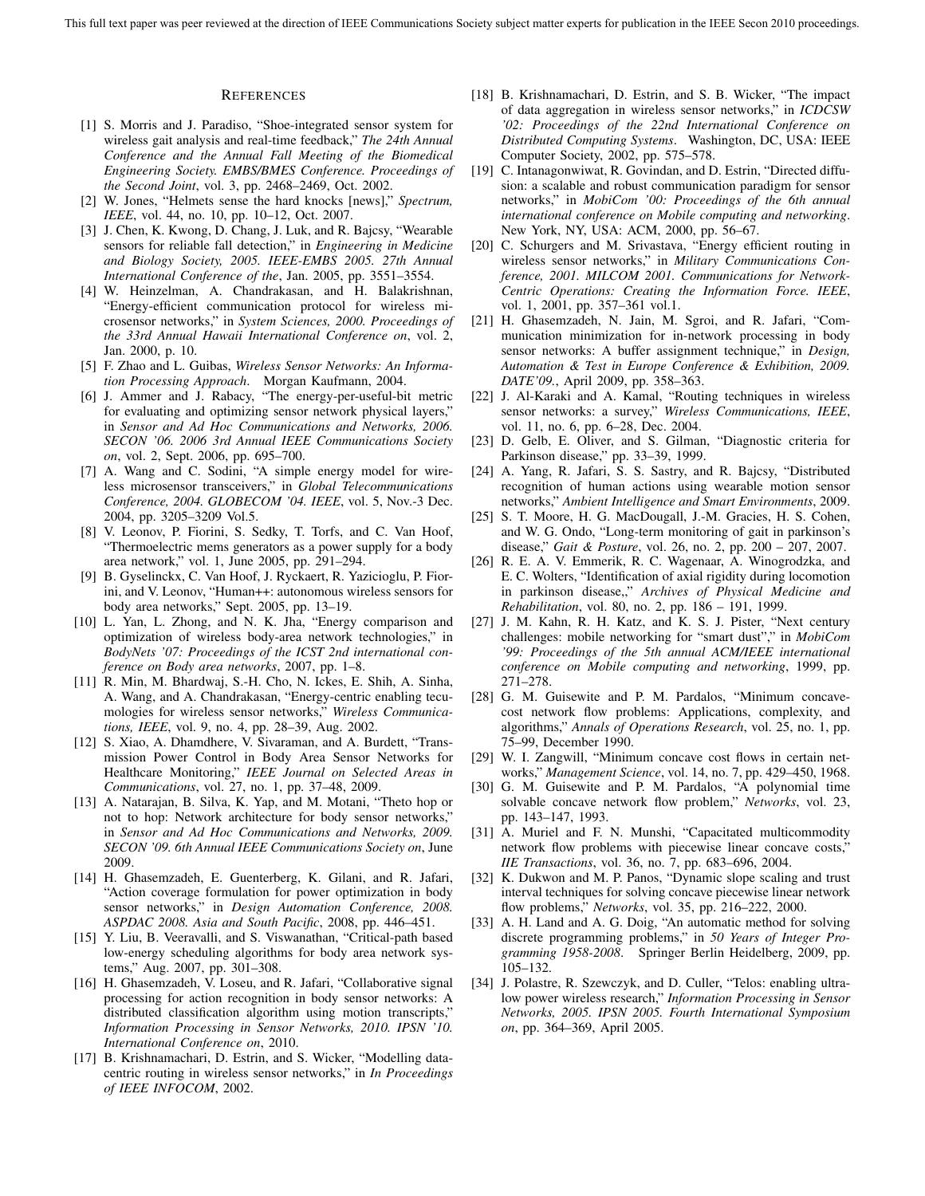## References

[1] S. Morris and J. Paradiso, "Shoe-integrated sensor system for wireless gait analysis and real-time feedback," *The 24th Annual Conference and the Annual Fall Meeting of the Biomedical Engineering Society. EMBS/BMES Conference. Proceedings of the Second Joint*, vol. 3, pp. 2468–2469, Oct. 2002.

[2] W. Jones, "Helmets sense the hard knocks [news]," *Spectrum, IEEE*, vol. 44, no. 10, pp. 10–12, Oct. 2007.

[3] J. Chen, K. Kwong, D. Chang, J. Luk, and R. Bajcsy, "Wearable sensors for reliable fall detection," in *Engineering in Medicine and Biology Society, 2005. IEEE-EMBS 2005. 27th Annual International Conference of the*, Jan. 2005, pp. 3551–3554.

[4] W. Heinzelman, A. Chandrakasan, and H. Balakrishnan, "Energy-efficient communication protocol for wireless microsensor networks," in *System Sciences, 2000. Proceedings of the 33rd Annual Hawaii International Conference on*, vol. 2, Jan. 2000, p. 10.

[5] F. Zhao and L. Guibas, *Wireless Sensor Networks: An Information Processing Approach*. Morgan Kaufmann, 2004.

[6] J. Ammer and J. Rabacy, "The energy-per-useful-bit metric for evaluating and optimizing sensor network physical layers," in *Sensor and Ad Hoc Communications and Networks, 2006. SECON '06. 2006 3rd Annual IEEE Communications Society on*, vol. 2, Sept. 2006, pp. 695–700.

[7] A. Wang and C. Sodini, "A simple energy model for wireless microsensor transceivers," in *Global Telecommunications Conference, 2004. GLOBECOM '04. IEEE*, vol. 5, Nov.-3 Dec. 2004, pp. 3205–3209 Vol.5.

[8] V. Leonov, P. Fiorini, S. Sedky, T. Torfs, and C. Van Hoof, "Thermoelectric mems generators as a power supply for a body area network," vol. 1, June 2005, pp. 291–294.

[9] B. Gyselinckx, C. Van Hoof, J. Ryckaert, R. Yazicioglu, P. Fiorini, and V. Leonov, "Human++: autonomous wireless sensors for body area networks," Sept. 2005, pp. 13–19.

[10] L. Yan, L. Zhong, and N. K. Jha, "Energy comparison and optimization of wireless body-area network technologies," in *BodyNets '07: Proceedings of the ICST 2nd international conference on Body area networks*, 2007, pp. 1–8.

[11] R. Min, M. Bhardwaj, S.-H. Cho, N. Ickes, E. Shih, A. Sinha, A. Wang, and A. Chandrakasan, "Energy-centric enabling tecumologies for wireless sensor networks," *Wireless Communications, IEEE*, vol. 9, no. 4, pp. 28–39, Aug. 2002.

[12] S. Xiao, A. Dhamdhere, V. Sivaraman, and A. Burdett, "Transmission Power Control in Body Area Sensor Networks for Healthcare Monitoring," *IEEE Journal on Selected Areas in Communications*, vol. 27, no. 1, pp. 37–48, 2009.

[13] A. Natarajan, B. Silva, K. Yap, and M. Motani, "Theto hop or not to hop: Network architecture for body sensor networks," in *Sensor and Ad Hoc Communications and Networks, 2009. SECON '09. 6th Annual IEEE Communications Society on*, June 2009.

[14] H. Ghasemzadeh, E. Guenterberg, K. Gilani, and R. Jafari, "Action coverage formulation for power optimization in body sensor networks," in *Design Automation Conference, 2008. ASPDAC 2008. Asia and South Pacific*, 2008, pp. 446–451.

[15] Y. Liu, B. Veeravalli, and S. Viswanathan, "Critical-path based low-energy scheduling algorithms for body area network systems," Aug. 2007, pp. 301–308.

[16] H. Ghasemzadeh, V. Loseu, and R. Jafari, "Collaborative signal processing for action recognition in body sensor networks: A distributed classification algorithm using motion transcripts," *Information Processing in Sensor Networks, 2010. IPSN '10. International Conference on*, 2010.

[17] B. Krishnamachari, D. Estrin, and S. Wicker, "Modelling data-centric routing in wireless sensor networks," in *In Proceedings of IEEE INFOCOM*, 2002.

[18] B. Krishnamachari, D. Estrin, and S. B. Wicker, "The impact of data aggregation in wireless sensor networks," in *ICDCSW '02: Proceedings of the 22nd International Conference on Distributed Computing Systems*. Washington, DC, USA: IEEE Computer Society, 2002, pp. 575–578.

[19] C. Intanagonwiwat, R. Govindan, and D. Estrin, "Directed diffusion: a scalable and robust communication paradigm for sensor networks," in *MobiCom '00: Proceedings of the 6th annual international conference on Mobile computing and networking*. New York, NY, USA: ACM, 2000, pp. 56–67.

[20] C. Schurgers and M. Srivastava, "Energy efficient routing in wireless sensor networks," in *Military Communications Conference, 2001. MILCOM 2001. Communications for Network-Centric Operations: Creating the Information Force. IEEE*, vol. 1, 2001, pp. 357–361 vol.1.

[21] H. Ghasemzadeh, N. Jain, M. Sgroi, and R. Jafari, "Communication minimization for in-network processing in body sensor networks: A buffer assignment technique," in *Design, Automation & Test in Europe Conference & Exhibition, 2009. DATE'09.*, April 2009, pp. 358–363.

[22] J. Al-Karaki and A. Kamal, "Routing techniques in wireless sensor networks: a survey," *Wireless Communications, IEEE*, vol. 11, no. 6, pp. 6–28, Dec. 2004.

[23] D. Gelb, E. Oliver, and S. Gilman, "Diagnostic criteria for Parkinson disease," pp. 33–39, 1999.

[24] A. Yang, R. Jafari, S. S. Sastry, and R. Bajcsy, "Distributed recognition of human actions using wearable motion sensor networks," *Ambient Intelligence and Smart Environments*, 2009.

[25] S. T. Moore, H. G. MacDougall, J.-M. Gracies, H. S. Cohen, and W. G. Ondo, "Long-term monitoring of gait in parkinson's disease," *Gait & Posture*, vol. 26, no. 2, pp. 200 – 207, 2007.

[26] R. E. A. V. Emmerik, R. C. Wagenaar, A. Winogrodzka, and E. C. Wolters, "Identification of axial rigidity during locomotion in parkinson disease,," *Archives of Physical Medicine and Rehabilitation*, vol. 80, no. 2, pp. 186 – 191, 1999.

[27] J. M. Kahn, R. H. Katz, and K. S. J. Pister, "Next century challenges: mobile networking for "smart dust"," in *MobiCom '99: Proceedings of the 5th annual ACM/IEEE international conference on Mobile computing and networking*, 1999, pp. 271–278.

[28] G. M. Guisewite and P. M. Pardalos, "Minimum concave-cost network flow problems: Applications, complexity, and algorithms," *Annals of Operations Research*, vol. 25, no. 1, pp. 75–99, December 1990.

[29] W. I. Zangwill, "Minimum concave cost flows in certain networks," *Management Science*, vol. 14, no. 7, pp. 429–450, 1968.

[30] G. M. Guisewite and P. M. Pardalos, "A polynomial time solvable concave network flow problem," *Networks*, vol. 23, pp. 143–147, 1993.

[31] A. Muriel and F. N. Munshi, "Capacitated multicommodity network flow problems with piecewise linear concave costs," *IIE Transactions*, vol. 36, no. 7, pp. 683–696, 2004.

[32] K. Dukwon and M. P. Panos, "Dynamic slope scaling and trust interval techniques for solving concave piecewise linear network flow problems," *Networks*, vol. 35, pp. 216–222, 2000.

[33] A. H. Land and A. G. Doig, "An automatic method for solving discrete programming problems," in *50 Years of Integer Programming 1958-2008*. Springer Berlin Heidelberg, 2009, pp. 105–132.

[34] J. Polastre, R. Szewczyk, and D. Culler, "Telos: enabling ultra-low power wireless research," *Information Processing in Sensor Networks, 2005. IPSN 2005. Fourth International Symposium on*, pp. 364–369, April 2005.